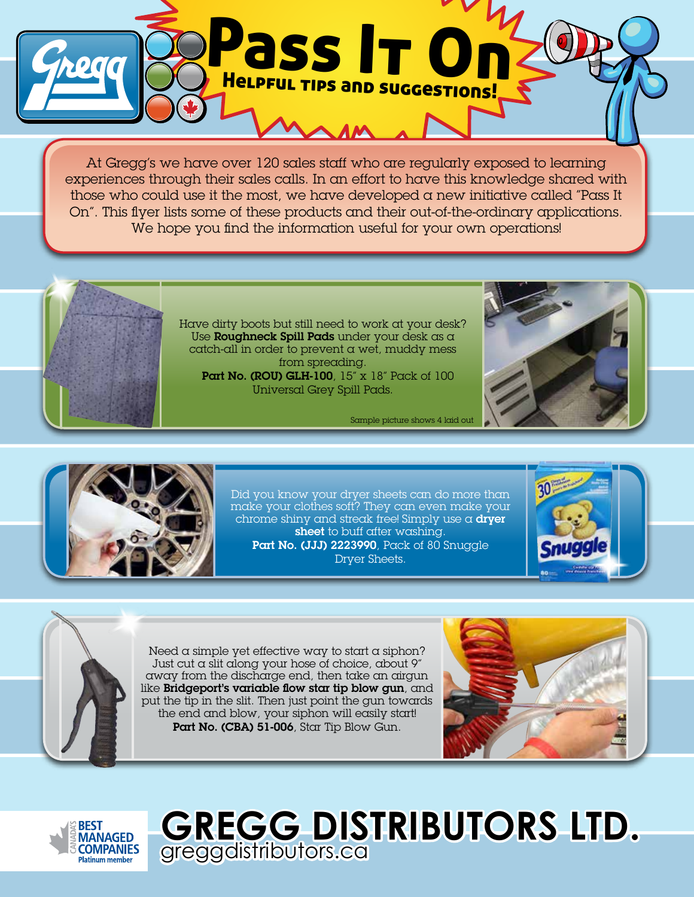# Pass It On

## Helpful tips and suggestions!

At Gregg's we have over 120 sales staff who are regularly exposed to learning experiences through their sales calls. In an effort to have this knowledge shared with those who could use it the most, we have developed a new initiative called "Pass It On". This flyer lists some of these products and their out-of-the-ordinary applications. We hope you find the information useful for your own operations!

Have dirty boots but still need to work at your desk? Use **Roughneck Spill Pads** under your desk as a catch-all in order to prevent a wet, muddy mess from spreading.
**Part No. (ROU) GLH-100**, 15" x 18" Pack of 100 Universal Grey Spill Pads.

Sample picture shows 4 laid out

Did you know your dryer sheets can do more than make your clothes soft? They can even make your chrome shiny and streak free! Simply use a **dryer sheet** to buff after washing.
**Part No. (JJJ) 2223990**, Pack of 80 Snuggle Dryer Sheets.

Need a simple yet effective way to start a siphon? Just cut a slit along your hose of choice, about 9" away from the discharge end, then take an airgun like **Bridgeport's variable flow star tip blow gun**, and put the tip in the slit. Then just point the gun towards the end and blow, your siphon will easily start!
**Part No. (CBA) 51-006**, Star Tip Blow Gun.

Canada's Best Managed Companies Platinum member

**GREGG DISTRIBUTORS LTD.**
greggdistributors.ca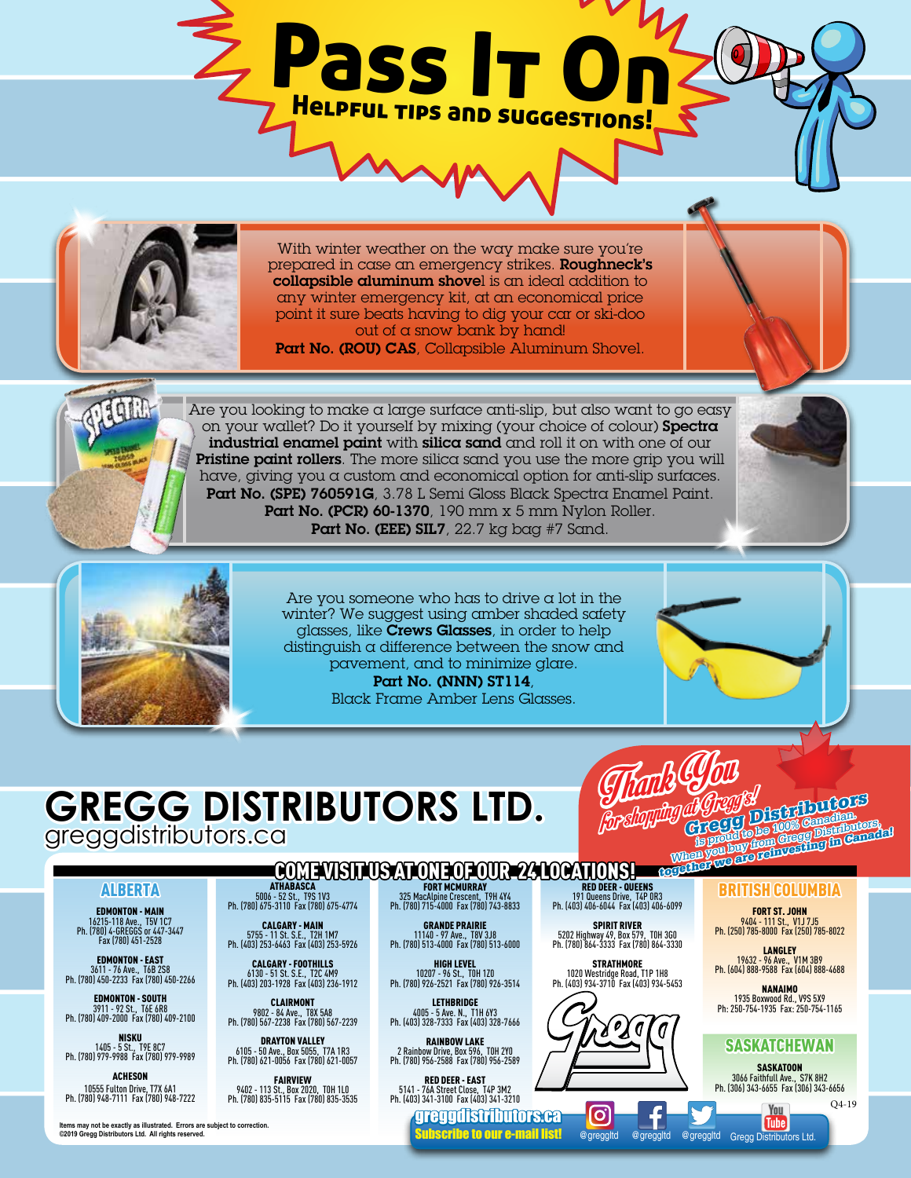# Pass It On

## Helpful tips and suggestions!

With winter weather on the way make sure you're prepared in case an emergency strikes. **Roughneck's collapsible aluminum shovel** is an ideal addition to any winter emergency kit, at an economical price point it sure beats having to dig your car or ski-doo out of a snow bank by hand!
**Part No. (ROU) CAS**, Collapsible Aluminum Shovel.

Are you looking to make a large surface anti-slip, but also want to go easy on your wallet? Do it yourself by mixing (your choice of colour) **Spectra industrial enamel paint** with **silica sand** and roll it on with one of our **Pristine paint rollers**. The more silica sand you use the more grip you will have, giving you a custom and economical option for anti-slip surfaces.
**Part No. (SPE) 760591G**, 3.78 L Semi Gloss Black Spectra Enamel Paint.
**Part No. (PCR) 60-1370**, 190 mm x 5 mm Nylon Roller.
**Part No. (EEE) SIL7**, 22.7 kg bag #7 Sand.

Are you someone who has to drive a lot in the winter? We suggest using amber shaded safety glasses, like **Crews Glasses**, in order to help distinguish a difference between the snow and pavement, and to minimize glare.
**Part No. (NNN) ST114**,
Black Frame Amber Lens Glasses.

# GREGG DISTRIBUTORS LTD.

greggdistributors.ca

*Thank You for shopping at Gregg's!*
**Gregg Distributors** is proud to be 100% Canadian. When you buy from Gregg Distributors, together we are reinvesting in Canada!

## COME VISIT US AT ONE OF OUR 24 LOCATIONS!

### ALBERTA

**EDMONTON - MAIN**
16215-118 Ave., T5V 1C7
Ph. (780) 4-GREGGS or 447-3447
Fax (780) 451-2528

**EDMONTON - EAST**
3611 - 76 Ave., T6B 2S8
Ph. (780) 450-2233 Fax (780) 450-2266

**EDMONTON - SOUTH**
3911 - 92 St., T6E 6R8
Ph. (780) 409-2000 Fax (780) 409-2100

**NISKU**
1405 - 5 St., T9E 8C7
Ph. (780) 979-9988 Fax (780) 979-9989

**ACHESON**
10555 Fulton Drive, T7X 6A1
Ph. (780) 948-7111 Fax (780) 948-7222

**ATHABASCA**
5006 - 52 St., T9S 1V3
Ph. (780) 675-3110 Fax (780) 675-4774

**CALGARY - MAIN**
5755 - 11 St. S.E., T2H 1M7
Ph. (403) 253-6463 Fax (403) 253-5926

**CALGARY - FOOTHILLS**
6130 - 51 St. S.E., T2C 4M9
Ph. (403) 203-1928 Fax (403) 236-1912

**CLAIRMONT**
9802 - 84 Ave., T8X 5A8
Ph. (780) 567-2238 Fax (780) 567-2239

**DRAYTON VALLEY**
6105 - 50 Ave., Box 5055, T7A 1R3
Ph. (780) 621-0056 Fax (780) 621-0057

**FAIRVIEW**
9402 - 113 St., Box 2020, T0H 1L0
Ph. (780) 835-5115 Fax (780) 835-3535

**FORT MCMURRAY**
325 MacAlpine Crescent, T9H 4Y4
Ph. (780) 715-4000 Fax (780) 743-8833

**GRANDE PRAIRIE**
11140 - 97 Ave., T8V 3J8
Ph. (780) 513-4000 Fax (780) 513-6000

**HIGH LEVEL**
10207 - 96 St., T0H 1Z0
Ph. (780) 926-2521 Fax (780) 926-3514

**LETHBRIDGE**
4005 - 5 Ave. N., T1H 6Y3
Ph. (403) 328-7333 Fax (403) 328-7666

**RAINBOW LAKE**
2 Rainbow Drive, Box 596, T0H 2Y0
Ph. (780) 956-2588 Fax (780) 956-2589

**RED DEER - EAST**
5141 - 76A Street Close, T4P 3M2
Ph. (403) 341-3100 Fax (403) 341-3210

**RED DEER - QUEENS**
191 Queens Drive, T4P 0R3
Ph. (403) 406-6044 Fax (403) 406-6099

**SPIRIT RIVER**
5202 Highway 49, Box 579, T0H 3G0
Ph. (780) 864-3333 Fax (780) 864-3330

**STRATHMORE**
1020 Westridge Road, T1P 1H8
Ph. (403) 934-3710 Fax (403) 934-5453

### BRITISH COLUMBIA

**FORT ST. JOHN**
9404 - 111 St., V1J 7J5
Ph. (250) 785-8000 Fax (250) 785-8022

**LANGLEY**
19632 - 96 Ave., V1M 3B9
Ph. (604) 888-9588 Fax (604) 888-4688

**NANAIMO**
1935 Boxwood Rd., V9S 5X9
Ph: 250-754-1935 Fax: 250-754-1165

### SASKATCHEWAN

**SASKATOON**
3066 Faithfull Ave., S7K 8H2
Ph. (306) 343-6655 Fax (306) 343-6656

greggdistributors.ca
Subscribe to our e-mail list!
@greggltd @greggltd @greggltd Gregg Distributors Ltd.

Items may not be exactly as illustrated. Errors are subject to correction.
©2019 Gregg Distributors Ltd. All rights reserved.

Q4-19